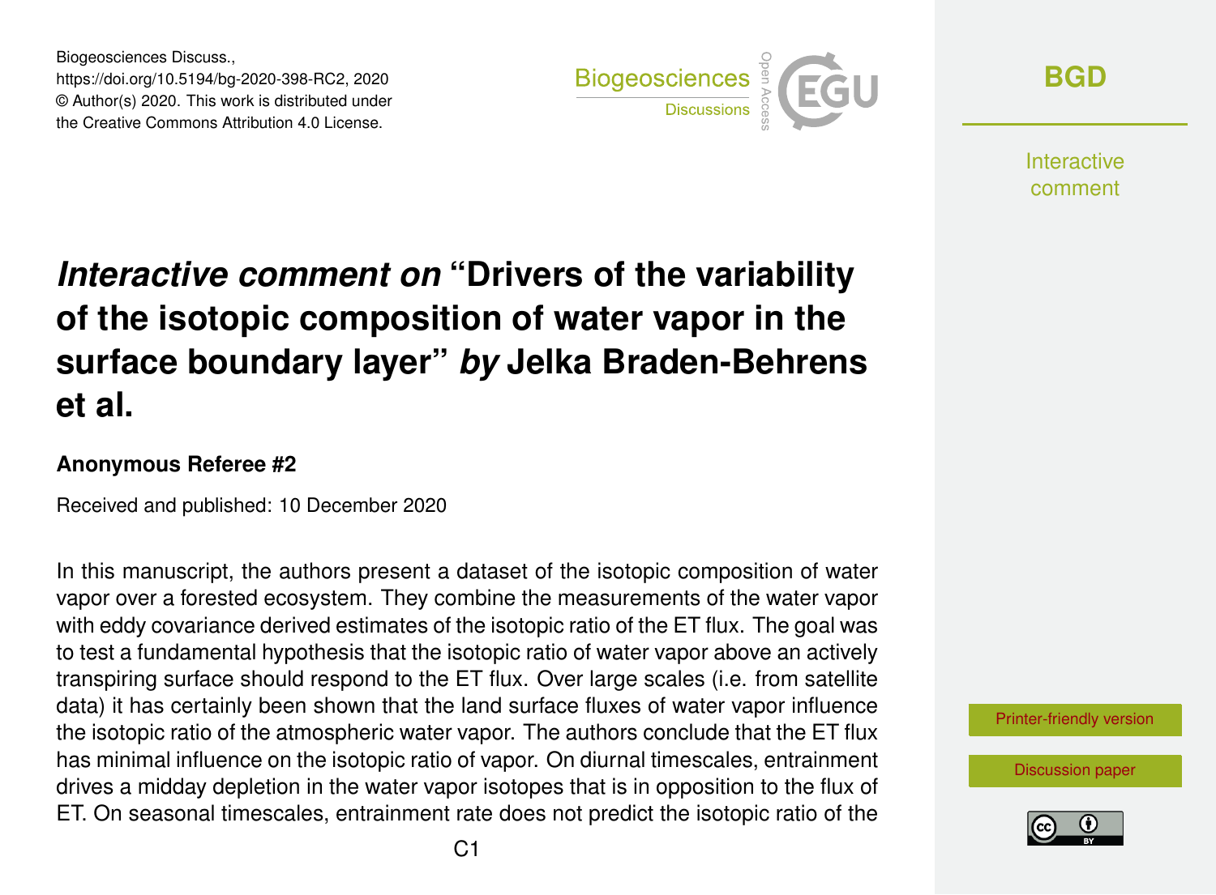Biogeosciences Discuss.,
https://doi.org/10.5194/bg-2020-398-RC2, 2020
© Author(s) 2020. This work is distributed under
the Creative Commons Attribution 4.0 License.

# *Interactive comment on* "Drivers of the variability of the isotopic composition of water vapor in the surface boundary layer" *by* Jelka Braden-Behrens et al.

### Anonymous Referee #2

Received and published: 10 December 2020

In this manuscript, the authors present a dataset of the isotopic composition of water vapor over a forested ecosystem. They combine the measurements of the water vapor with eddy covariance derived estimates of the isotopic ratio of the ET flux. The goal was to test a fundamental hypothesis that the isotopic ratio of water vapor above an actively transpiring surface should respond to the ET flux. Over large scales (i.e. from satellite data) it has certainly been shown that the land surface fluxes of water vapor influence the isotopic ratio of the atmospheric water vapor. The authors conclude that the ET flux has minimal influence on the isotopic ratio of vapor. On diurnal timescales, entrainment drives a midday depletion in the water vapor isotopes that is in opposition to the flux of ET. On seasonal timescales, entrainment rate does not predict the isotopic ratio of the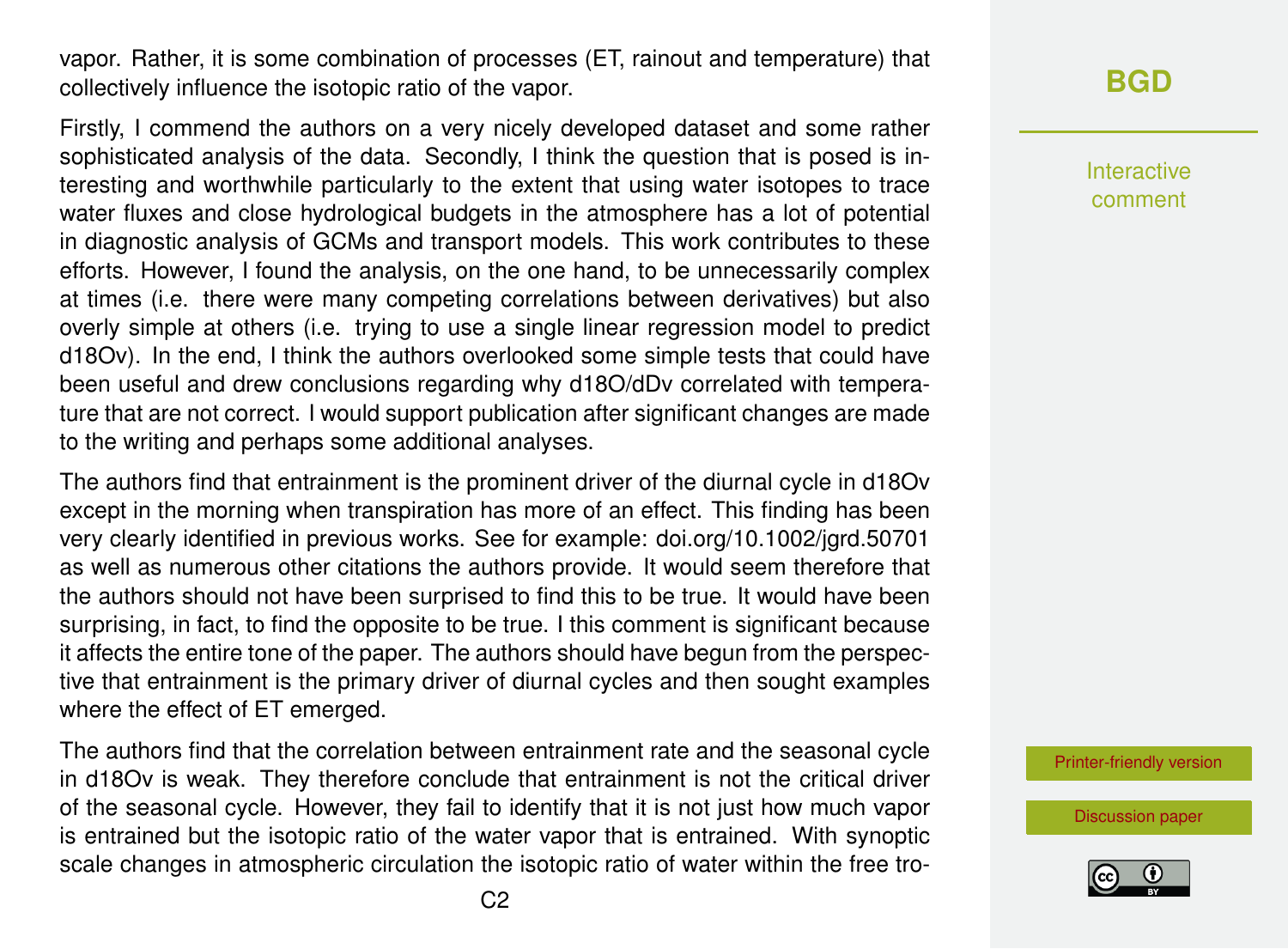vapor. Rather, it is some combination of processes (ET, rainout and temperature) that collectively influence the isotopic ratio of the vapor.

Firstly, I commend the authors on a very nicely developed dataset and some rather sophisticated analysis of the data. Secondly, I think the question that is posed is interesting and worthwhile particularly to the extent that using water isotopes to trace water fluxes and close hydrological budgets in the atmosphere has a lot of potential in diagnostic analysis of GCMs and transport models. This work contributes to these efforts. However, I found the analysis, on the one hand, to be unnecessarily complex at times (i.e. there were many competing correlations between derivatives) but also overly simple at others (i.e. trying to use a single linear regression model to predict d18Ov). In the end, I think the authors overlooked some simple tests that could have been useful and drew conclusions regarding why d18O/dDv correlated with temperature that are not correct. I would support publication after significant changes are made to the writing and perhaps some additional analyses.

The authors find that entrainment is the prominent driver of the diurnal cycle in d18Ov except in the morning when transpiration has more of an effect. This finding has been very clearly identified in previous works. See for example: doi.org/10.1002/jgrd.50701 as well as numerous other citations the authors provide. It would seem therefore that the authors should not have been surprised to find this to be true. It would have been surprising, in fact, to find the opposite to be true. I this comment is significant because it affects the entire tone of the paper. The authors should have begun from the perspective that entrainment is the primary driver of diurnal cycles and then sought examples where the effect of ET emerged.

The authors find that the correlation between entrainment rate and the seasonal cycle in d18Ov is weak. They therefore conclude that entrainment is not the critical driver of the seasonal cycle. However, they fail to identify that it is not just how much vapor is entrained but the isotopic ratio of the water vapor that is entrained. With synoptic scale changes in atmospheric circulation the isotopic ratio of water within the free tro-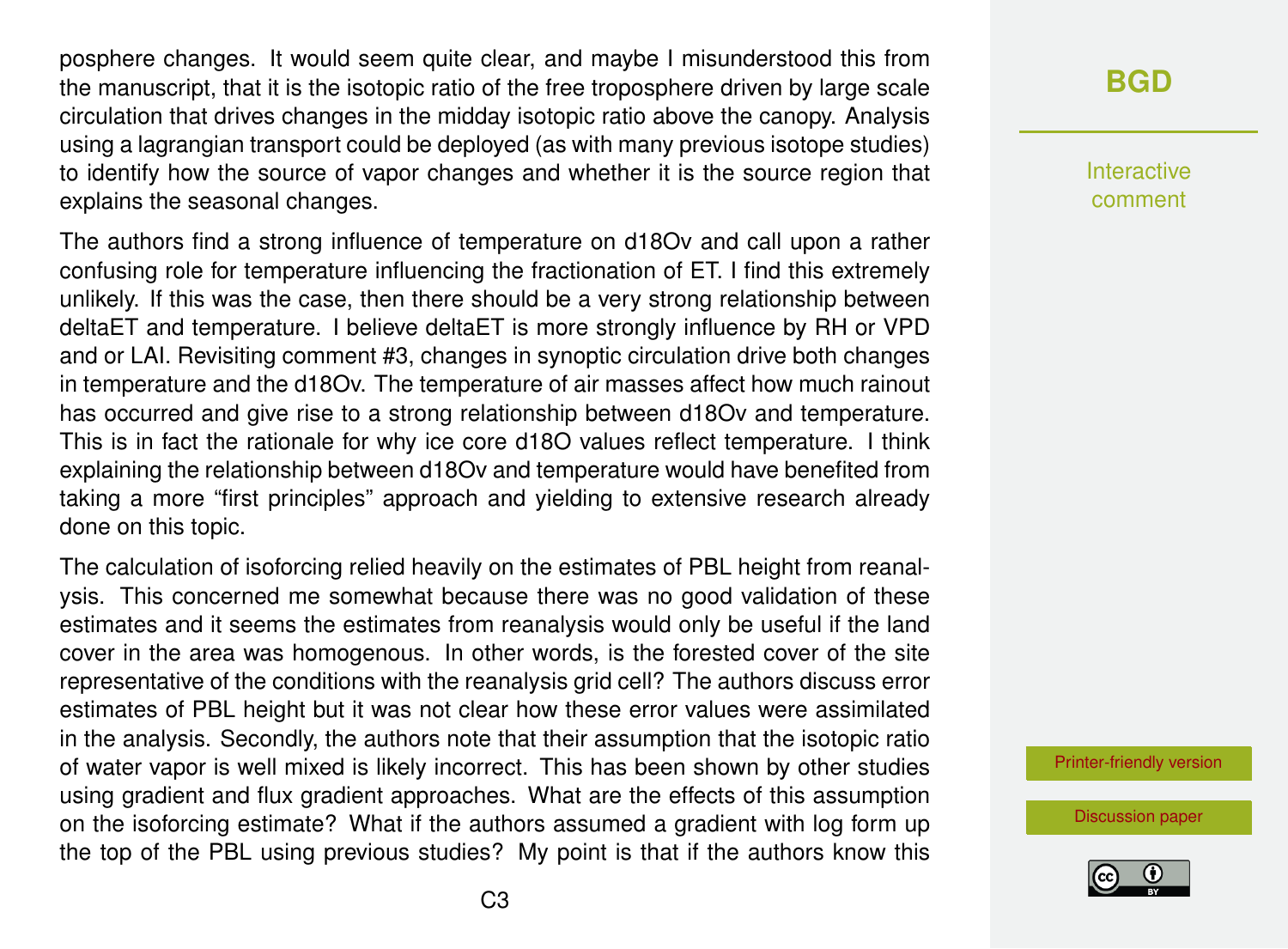posphere changes. It would seem quite clear, and maybe I misunderstood this from the manuscript, that it is the isotopic ratio of the free troposphere driven by large scale circulation that drives changes in the midday isotopic ratio above the canopy. Analysis using a lagrangian transport could be deployed (as with many previous isotope studies) to identify how the source of vapor changes and whether it is the source region that explains the seasonal changes.

The authors find a strong influence of temperature on d18Ov and call upon a rather confusing role for temperature influencing the fractionation of ET. I find this extremely unlikely. If this was the case, then there should be a very strong relationship between deltaET and temperature. I believe deltaET is more strongly influence by RH or VPD and or LAI. Revisiting comment #3, changes in synoptic circulation drive both changes in temperature and the d18Ov. The temperature of air masses affect how much rainout has occurred and give rise to a strong relationship between d18Ov and temperature. This is in fact the rationale for why ice core d18O values reflect temperature. I think explaining the relationship between d18Ov and temperature would have benefited from taking a more "first principles" approach and yielding to extensive research already done on this topic.

The calculation of isoforcing relied heavily on the estimates of PBL height from reanalysis. This concerned me somewhat because there was no good validation of these estimates and it seems the estimates from reanalysis would only be useful if the land cover in the area was homogenous. In other words, is the forested cover of the site representative of the conditions with the reanalysis grid cell? The authors discuss error estimates of PBL height but it was not clear how these error values were assimilated in the analysis. Secondly, the authors note that their assumption that the isotopic ratio of water vapor is well mixed is likely incorrect. This has been shown by other studies using gradient and flux gradient approaches. What are the effects of this assumption on the isoforcing estimate? What if the authors assumed a gradient with log form up the top of the PBL using previous studies? My point is that if the authors know this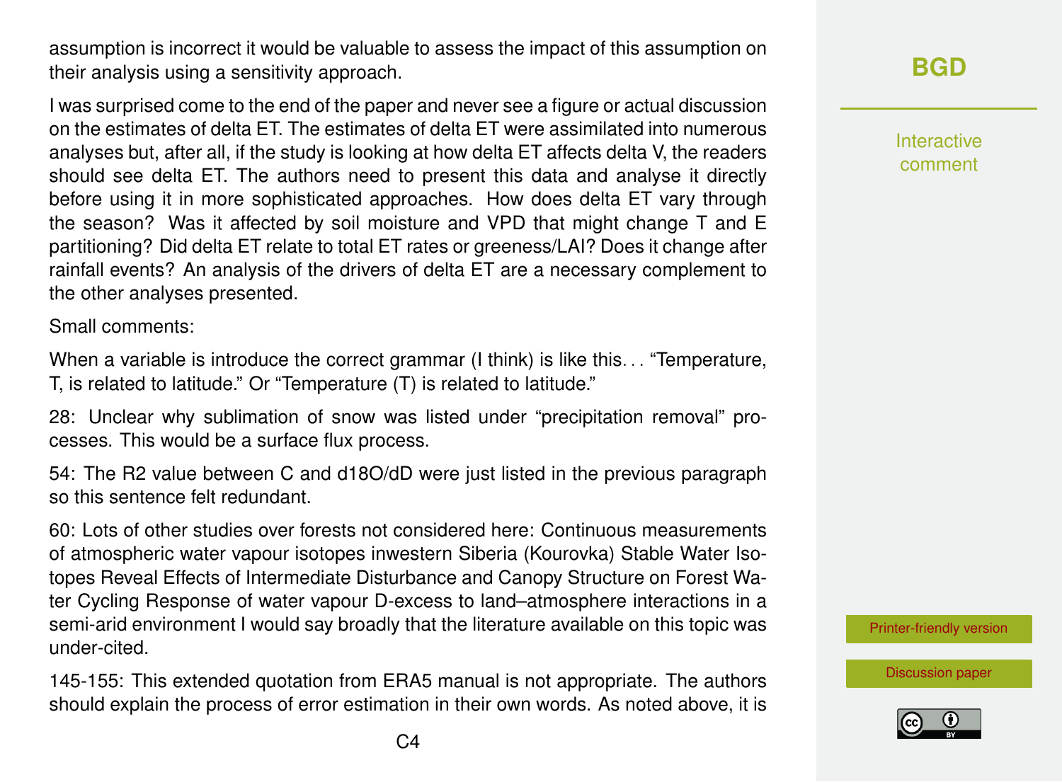assumption is incorrect it would be valuable to assess the impact of this assumption on their analysis using a sensitivity approach.

I was surprised come to the end of the paper and never see a figure or actual discussion on the estimates of delta ET. The estimates of delta ET were assimilated into numerous analyses but, after all, if the study is looking at how delta ET affects delta V, the readers should see delta ET. The authors need to present this data and analyse it directly before using it in more sophisticated approaches. How does delta ET vary through the season? Was it affected by soil moisture and VPD that might change T and E partitioning? Did delta ET relate to total ET rates or greeness/LAI? Does it change after rainfall events? An analysis of the drivers of delta ET are a necessary complement to the other analyses presented.

Small comments:

When a variable is introduce the correct grammar (I think) is like this... "Temperature, T, is related to latitude." Or "Temperature (T) is related to latitude."

28: Unclear why sublimation of snow was listed under "precipitation removal" processes. This would be a surface flux process.

54: The R2 value between C and d18O/dD were just listed in the previous paragraph so this sentence felt redundant.

60: Lots of other studies over forests not considered here: Continuous measurements of atmospheric water vapour isotopes inwestern Siberia (Kourovka) Stable Water Isotopes Reveal Effects of Intermediate Disturbance and Canopy Structure on Forest Water Cycling Response of water vapour D-excess to land–atmosphere interactions in a semi-arid environment I would say broadly that the literature available on this topic was under-cited.

145-155: This extended quotation from ERA5 manual is not appropriate. The authors should explain the process of error estimation in their own words. As noted above, it is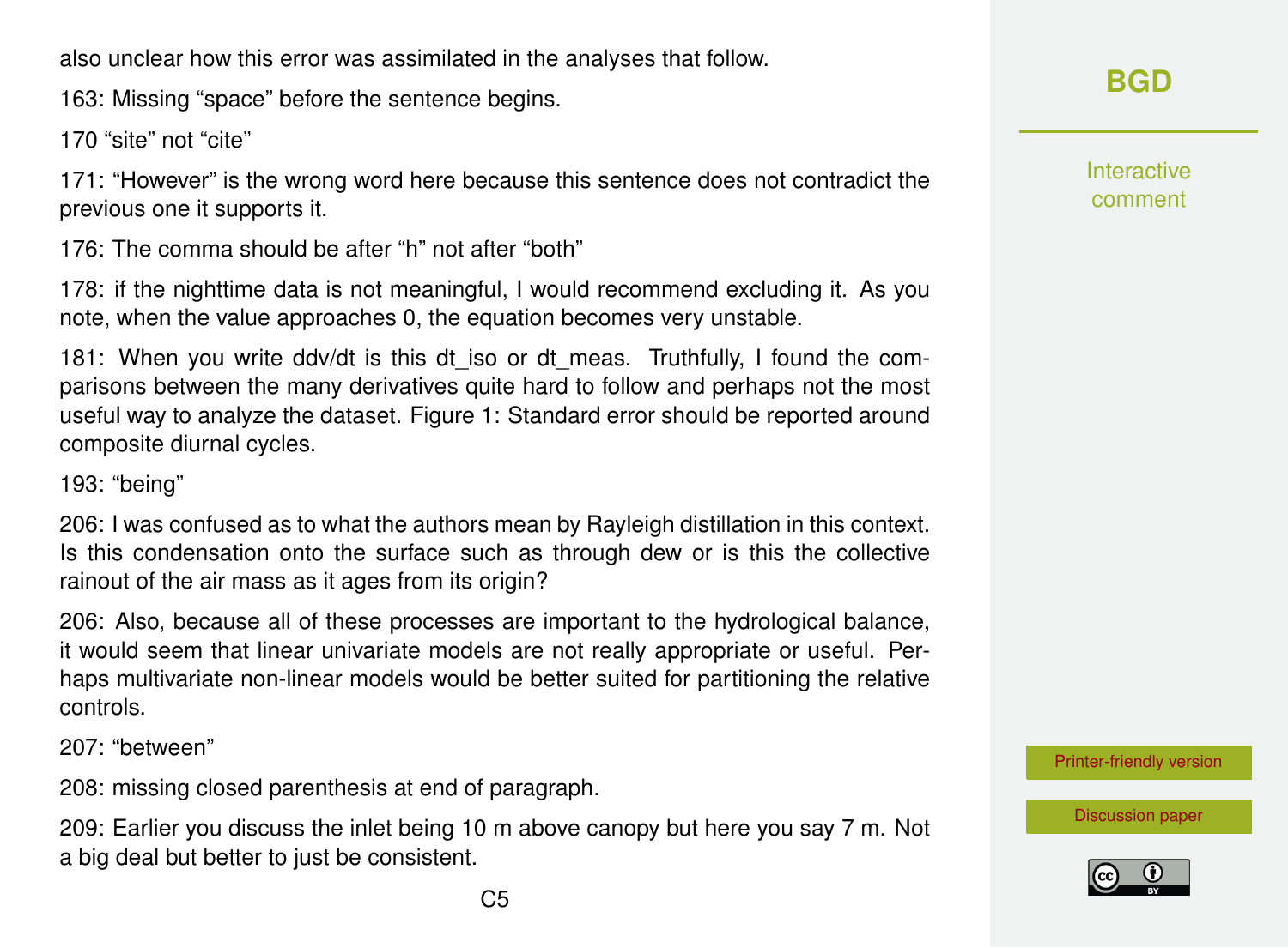also unclear how this error was assimilated in the analyses that follow.

163: Missing “space” before the sentence begins.

170 “site” not “cite”

171: “However” is the wrong word here because this sentence does not contradict the previous one it supports it.

176: The comma should be after “h” not after “both”

178: if the nighttime data is not meaningful, I would recommend excluding it. As you note, when the value approaches 0, the equation becomes very unstable.

181: When you write ddv/dt is this dt_iso or dt_meas. Truthfully, I found the comparisons between the many derivatives quite hard to follow and perhaps not the most useful way to analyze the dataset. Figure 1: Standard error should be reported around composite diurnal cycles.

193: “being”

206: I was confused as to what the authors mean by Rayleigh distillation in this context. Is this condensation onto the surface such as through dew or is this the collective rainout of the air mass as it ages from its origin?

206: Also, because all of these processes are important to the hydrological balance, it would seem that linear univariate models are not really appropriate or useful. Perhaps multivariate non-linear models would be better suited for partitioning the relative controls.

207: “between”

208: missing closed parenthesis at end of paragraph.

209: Earlier you discuss the inlet being 10 m above canopy but here you say 7 m. Not a big deal but better to just be consistent.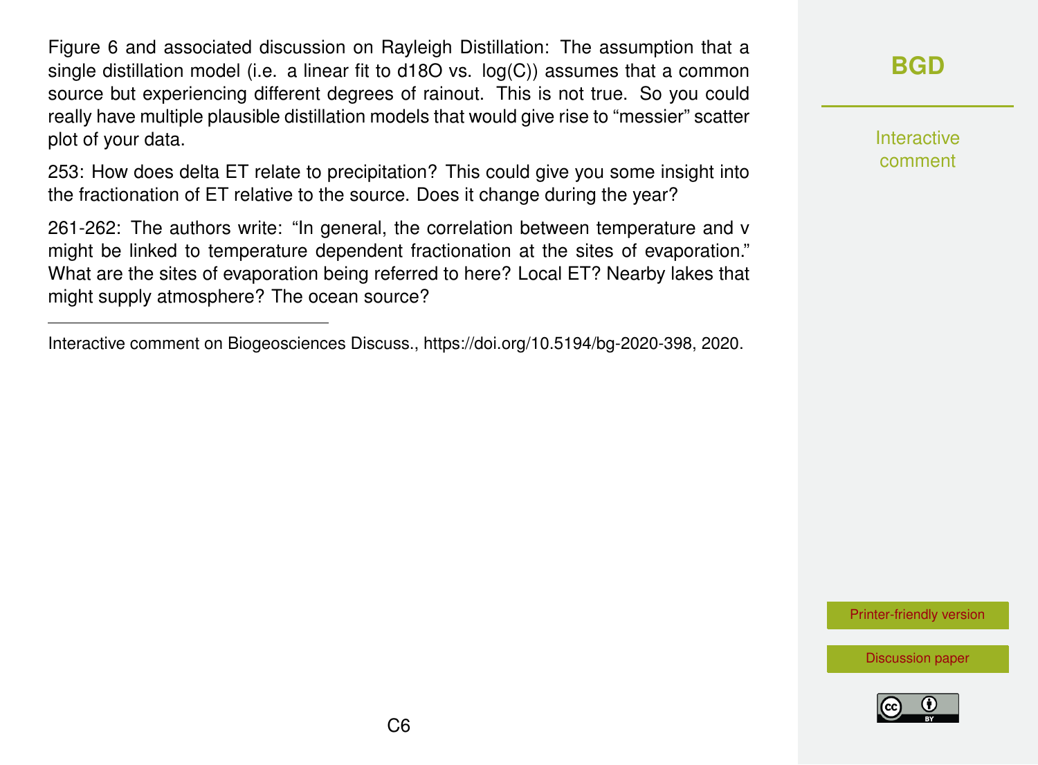Figure 6 and associated discussion on Rayleigh Distillation: The assumption that a single distillation model (i.e. a linear fit to d18O vs. log(C)) assumes that a common source but experiencing different degrees of rainout. This is not true. So you could really have multiple plausible distillation models that would give rise to "messier" scatter plot of your data.

253: How does delta ET relate to precipitation? This could give you some insight into the fractionation of ET relative to the source. Does it change during the year?

261-262: The authors write: "In general, the correlation between temperature and v might be linked to temperature dependent fractionation at the sites of evaporation." What are the sites of evaporation being referred to here? Local ET? Nearby lakes that might supply atmosphere? The ocean source?

---

Interactive comment on Biogeosciences Discuss., https://doi.org/10.5194/bg-2020-398, 2020.